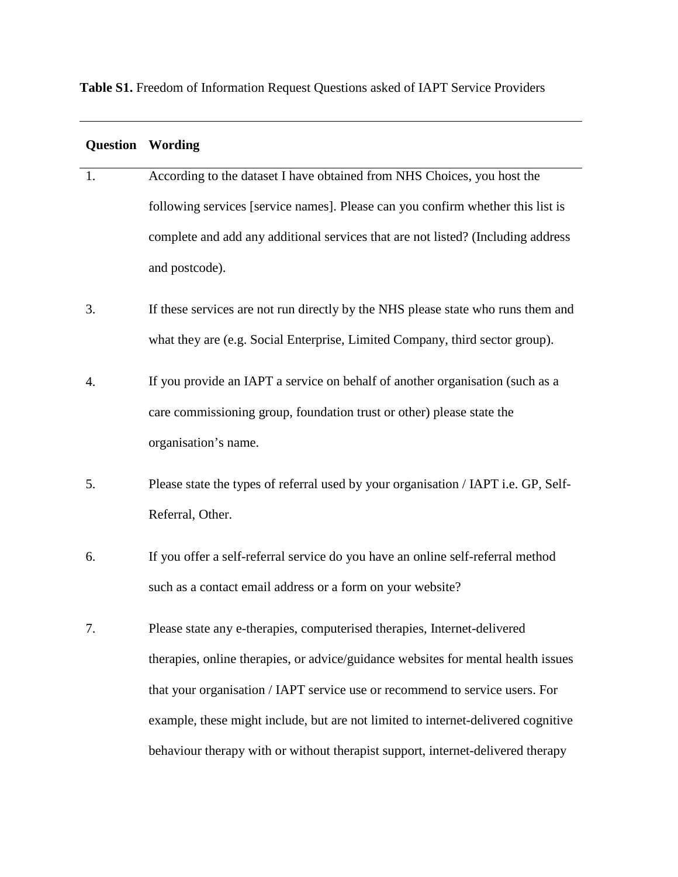**Table S1.** Freedom of Information Request Questions asked of IAPT Service Providers

| Question | Wording |
|---|---|
| 1. | According to the dataset I have obtained from NHS Choices, you host the following services [service names]. Please can you confirm whether this list is complete and add any additional services that are not listed? (Including address and postcode). |
| 3. | If these services are not run directly by the NHS please state who runs them and what they are (e.g. Social Enterprise, Limited Company, third sector group). |
| 4. | If you provide an IAPT a service on behalf of another organisation (such as a care commissioning group, foundation trust or other) please state the organisation's name. |
| 5. | Please state the types of referral used by your organisation / IAPT i.e. GP, Self-Referral, Other. |
| 6. | If you offer a self-referral service do you have an online self-referral method such as a contact email address or a form on your website? |
| 7. | Please state any e-therapies, computerised therapies, Internet-delivered therapies, online therapies, or advice/guidance websites for mental health issues that your organisation / IAPT service use or recommend to service users. For example, these might include, but are not limited to internet-delivered cognitive behaviour therapy with or without therapist support, internet-delivered therapy |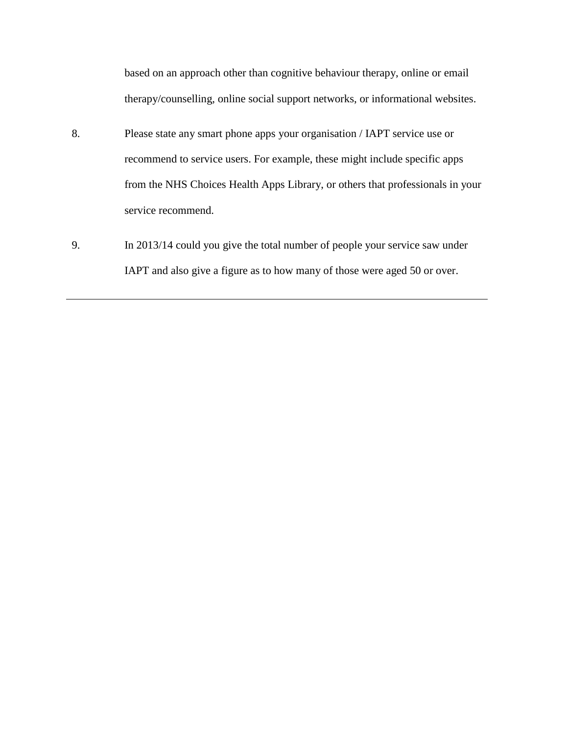based on an approach other than cognitive behaviour therapy, online or email therapy/counselling, online social support networks, or informational websites.

8. Please state any smart phone apps your organisation / IAPT service use or recommend to service users. For example, these might include specific apps from the NHS Choices Health Apps Library, or others that professionals in your service recommend.

9. In 2013/14 could you give the total number of people your service saw under IAPT and also give a figure as to how many of those were aged 50 or over.

---